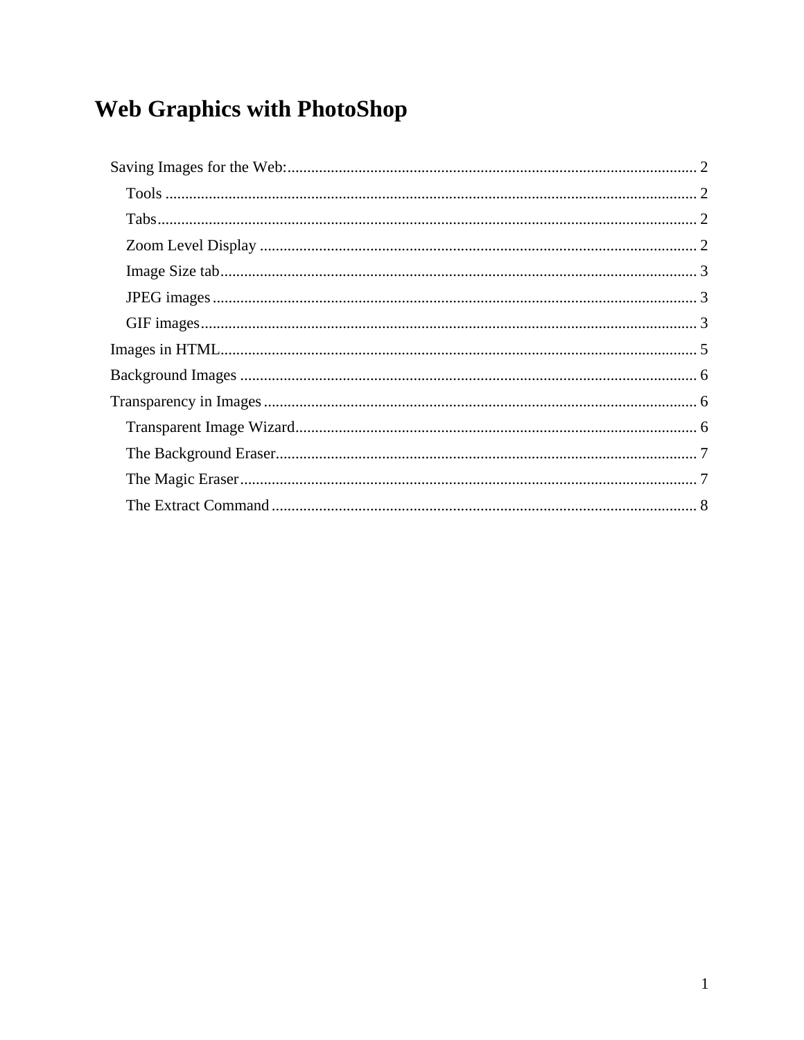# Web Graphics with PhotoShop

- Saving Images for the Web: 2
  - Tools 2
  - Tabs 2
  - Zoom Level Display 2
  - Image Size tab 3
  - JPEG images 3
  - GIF images 3
- Images in HTML 5
- Background Images 6
- Transparency in Images 6
  - Transparent Image Wizard 6
  - The Background Eraser 7
  - The Magic Eraser 7
  - The Extract Command 8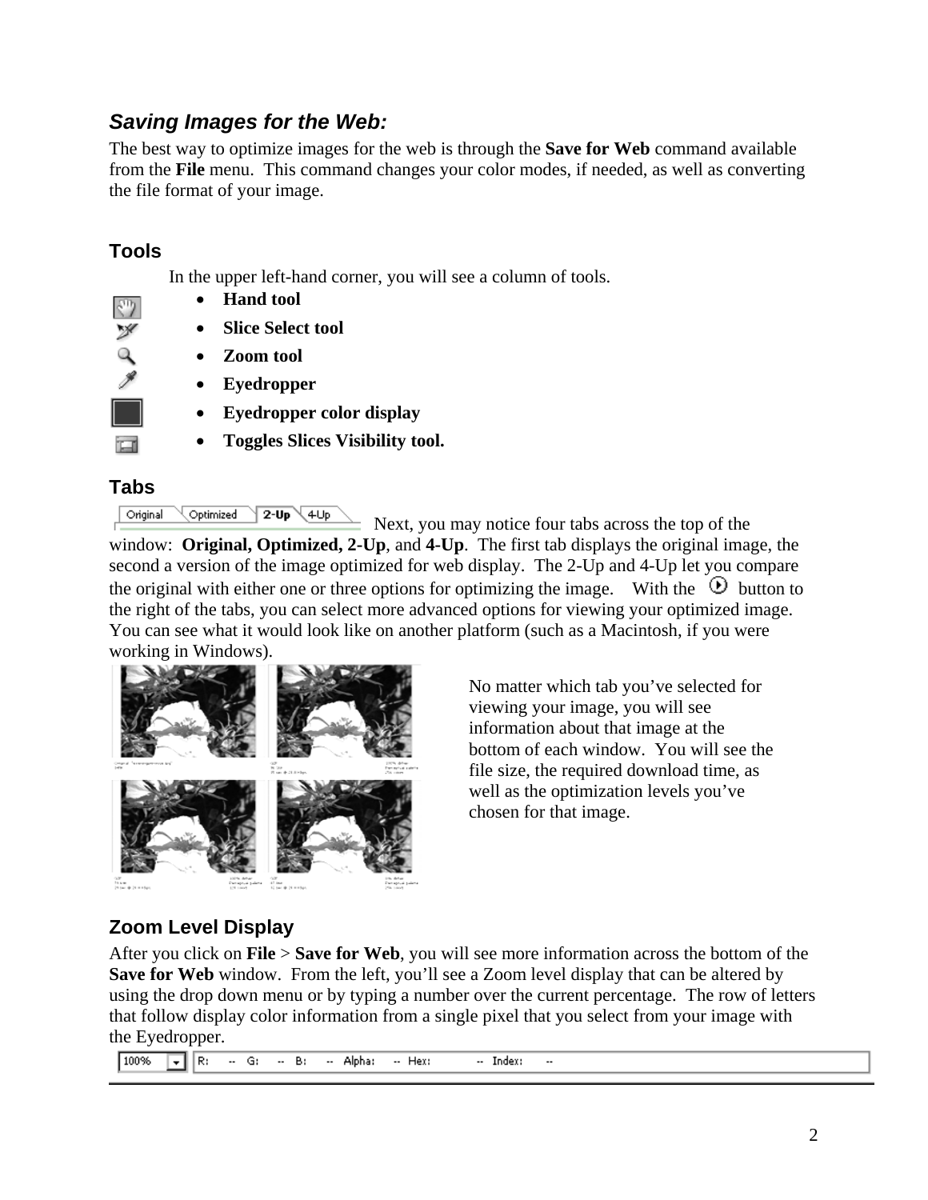## *Saving Images for the Web:*

The best way to optimize images for the web is through the **Save for Web** command available from the **File** menu. This command changes your color modes, if needed, as well as converting the file format of your image.

### Tools

In the upper left-hand corner, you will see a column of tools.

- **Hand tool**
- **Slice Select tool**
- **Zoom tool**
- **Eyedropper**
- **Eyedropper color display**
- **Toggles Slices Visibility tool.**

### Tabs

Next, you may notice four tabs across the top of the window: **Original, Optimized, 2-Up**, and **4-Up**. The first tab displays the original image, the second a version of the image optimized for web display. The 2-Up and 4-Up let you compare the original with either one or three options for optimizing the image. With the button to the right of the tabs, you can select more advanced options for viewing your optimized image. You can see what it would look like on another platform (such as a Macintosh, if you were working in Windows).

No matter which tab you've selected for viewing your image, you will see information about that image at the bottom of each window. You will see the file size, the required download time, as well as the optimization levels you've chosen for that image.

### Zoom Level Display

After you click on **File** > **Save for Web**, you will see more information across the bottom of the **Save for Web** window. From the left, you'll see a Zoom level display that can be altered by using the drop down menu or by typing a number over the current percentage. The row of letters that follow display color information from a single pixel that you select from your image with the Eyedropper.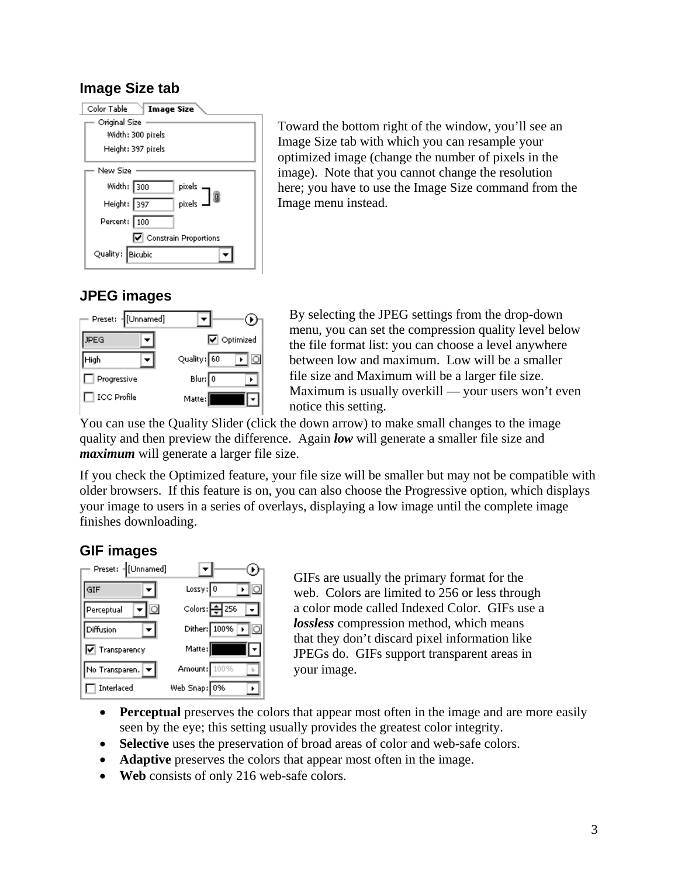### Image Size tab

Toward the bottom right of the window, you'll see an Image Size tab with which you can resample your optimized image (change the number of pixels in the image). Note that you cannot change the resolution here; you have to use the Image Size command from the Image menu instead.

### JPEG images

By selecting the JPEG settings from the drop-down menu, you can set the compression quality level below the file format list: you can choose a level anywhere between low and maximum. Low will be a smaller file size and Maximum will be a larger file size. Maximum is usually overkill — your users won't even notice this setting.

You can use the Quality Slider (click the down arrow) to make small changes to the image quality and then preview the difference. Again ***low*** will generate a smaller file size and ***maximum*** will generate a larger file size.

If you check the Optimized feature, your file size will be smaller but may not be compatible with older browsers. If this feature is on, you can also choose the Progressive option, which displays your image to users in a series of overlays, displaying a low image until the complete image finishes downloading.

### GIF images

GIFs are usually the primary format for the web. Colors are limited to 256 or less through a color mode called Indexed Color. GIFs use a ***lossless*** compression method, which means that they don't discard pixel information like JPEGs do. GIFs support transparent areas in your image.

- **Perceptual** preserves the colors that appear most often in the image and are more easily seen by the eye; this setting usually provides the greatest color integrity.
- **Selective** uses the preservation of broad areas of color and web-safe colors.
- **Adaptive** preserves the colors that appear most often in the image.
- **Web** consists of only 216 web-safe colors.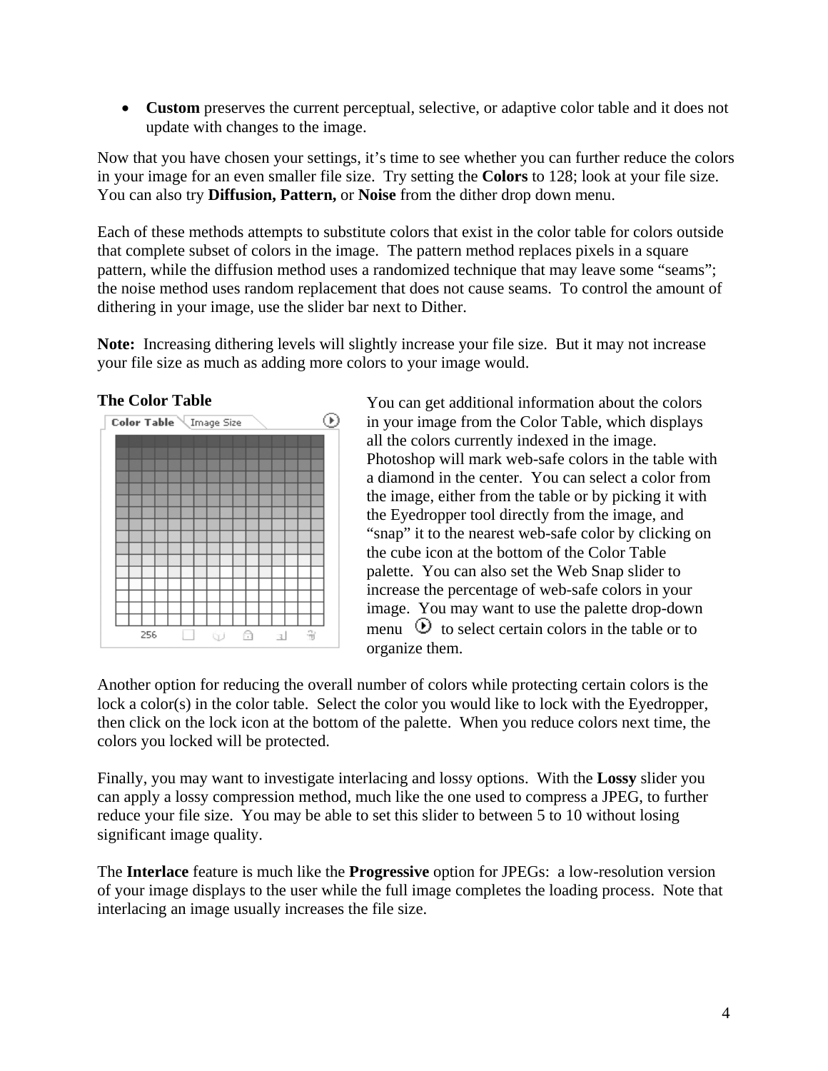- **Custom** preserves the current perceptual, selective, or adaptive color table and it does not update with changes to the image.

Now that you have chosen your settings, it's time to see whether you can further reduce the colors in your image for an even smaller file size. Try setting the **Colors** to 128; look at your file size. You can also try **Diffusion, Pattern,** or **Noise** from the dither drop down menu.

Each of these methods attempts to substitute colors that exist in the color table for colors outside that complete subset of colors in the image. The pattern method replaces pixels in a square pattern, while the diffusion method uses a randomized technique that may leave some "seams"; the noise method uses random replacement that does not cause seams. To control the amount of dithering in your image, use the slider bar next to Dither.

**Note:** Increasing dithering levels will slightly increase your file size. But it may not increase your file size as much as adding more colors to your image would.

**The Color Table**

You can get additional information about the colors in your image from the Color Table, which displays all the colors currently indexed in the image. Photoshop will mark web-safe colors in the table with a diamond in the center. You can select a color from the image, either from the table or by picking it with the Eyedropper tool directly from the image, and "snap" it to the nearest web-safe color by clicking on the cube icon at the bottom of the Color Table palette. You can also set the Web Snap slider to increase the percentage of web-safe colors in your image. You may want to use the palette drop-down menu to select certain colors in the table or to organize them.

Another option for reducing the overall number of colors while protecting certain colors is the lock a color(s) in the color table. Select the color you would like to lock with the Eyedropper, then click on the lock icon at the bottom of the palette. When you reduce colors next time, the colors you locked will be protected.

Finally, you may want to investigate interlacing and lossy options. With the **Lossy** slider you can apply a lossy compression method, much like the one used to compress a JPEG, to further reduce your file size. You may be able to set this slider to between 5 to 10 without losing significant image quality.

The **Interlace** feature is much like the **Progressive** option for JPEGs: a low-resolution version of your image displays to the user while the full image completes the loading process. Note that interlacing an image usually increases the file size.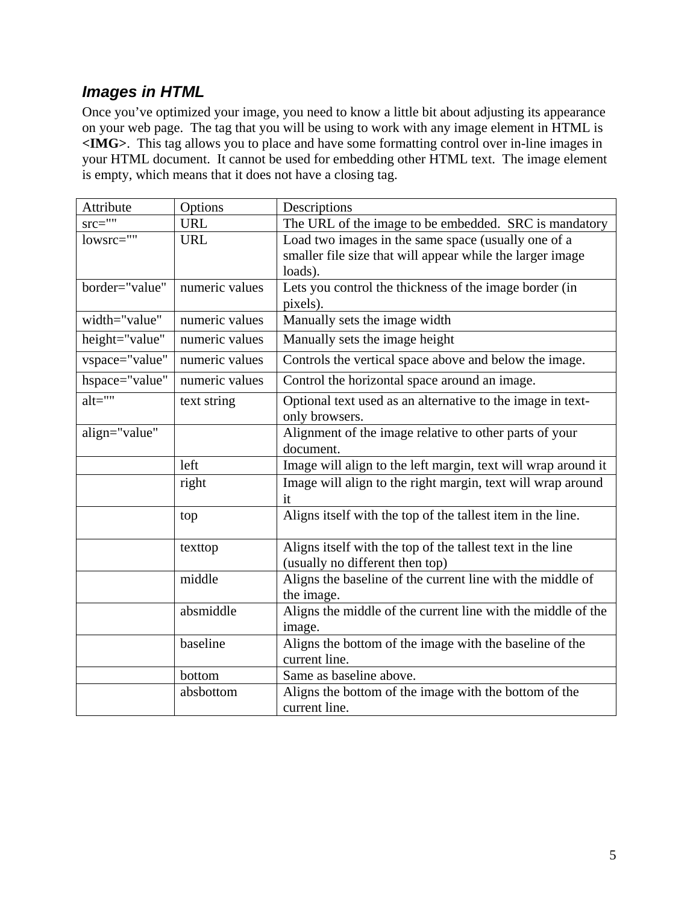### *Images in HTML*

Once you've optimized your image, you need to know a little bit about adjusting its appearance on your web page. The tag that you will be using to work with any image element in HTML is **<IMG>**. This tag allows you to place and have some formatting control over in-line images in your HTML document. It cannot be used for embedding other HTML text. The image element is empty, which means that it does not have a closing tag.

| Attribute | Options | Descriptions |
|---|---|---|
| src="" | URL | The URL of the image to be embedded. SRC is mandatory |
| lowsrc="" | URL | Load two images in the same space (usually one of a smaller file size that will appear while the larger image loads). |
| border="value" | numeric values | Lets you control the thickness of the image border (in pixels). |
| width="value" | numeric values | Manually sets the image width |
| height="value" | numeric values | Manually sets the image height |
| vspace="value" | numeric values | Controls the vertical space above and below the image. |
| hspace="value" | numeric values | Control the horizontal space around an image. |
| alt="" | text string | Optional text used as an alternative to the image in text-only browsers. |
| align="value" | | Alignment of the image relative to other parts of your document. |
| | left | Image will align to the left margin, text will wrap around it |
| | right | Image will align to the right margin, text will wrap around it |
| | top | Aligns itself with the top of the tallest item in the line. |
| | texttop | Aligns itself with the top of the tallest text in the line (usually no different then top) |
| | middle | Aligns the baseline of the current line with the middle of the image. |
| | absmiddle | Aligns the middle of the current line with the middle of the image. |
| | baseline | Aligns the bottom of the image with the baseline of the current line. |
| | bottom | Same as baseline above. |
| | absbottom | Aligns the bottom of the image with the bottom of the current line. |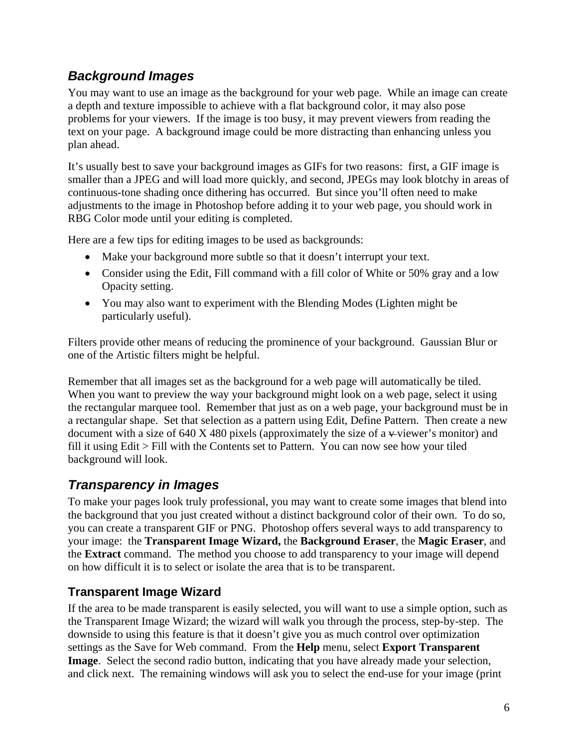## *Background Images*

You may want to use an image as the background for your web page. While an image can create a depth and texture impossible to achieve with a flat background color, it may also pose problems for your viewers. If the image is too busy, it may prevent viewers from reading the text on your page. A background image could be more distracting than enhancing unless you plan ahead.

It's usually best to save your background images as GIFs for two reasons: first, a GIF image is smaller than a JPEG and will load more quickly, and second, JPEGs may look blotchy in areas of continuous-tone shading once dithering has occurred. But since you'll often need to make adjustments to the image in Photoshop before adding it to your web page, you should work in RBG Color mode until your editing is completed.

Here are a few tips for editing images to be used as backgrounds:

- Make your background more subtle so that it doesn't interrupt your text.
- Consider using the Edit, Fill command with a fill color of White or 50% gray and a low Opacity setting.
- You may also want to experiment with the Blending Modes (Lighten might be particularly useful).

Filters provide other means of reducing the prominence of your background. Gaussian Blur or one of the Artistic filters might be helpful.

Remember that all images set as the background for a web page will automatically be tiled. When you want to preview the way your background might look on a web page, select it using the rectangular marquee tool. Remember that just as on a web page, your background must be in a rectangular shape. Set that selection as a pattern using Edit, Define Pattern. Then create a new document with a size of 640 X 480 pixels (approximately the size of a ~~v~~ viewer's monitor) and fill it using Edit > Fill with the Contents set to Pattern. You can now see how your tiled background will look.

## *Transparency in Images*

To make your pages look truly professional, you may want to create some images that blend into the background that you just created without a distinct background color of their own. To do so, you can create a transparent GIF or PNG. Photoshop offers several ways to add transparency to your image: the **Transparent Image Wizard,** the **Background Eraser**, the **Magic Eraser**, and the **Extract** command. The method you choose to add transparency to your image will depend on how difficult it is to select or isolate the area that is to be transparent.

### Transparent Image Wizard

If the area to be made transparent is easily selected, you will want to use a simple option, such as the Transparent Image Wizard; the wizard will walk you through the process, step-by-step. The downside to using this feature is that it doesn't give you as much control over optimization settings as the Save for Web command. From the **Help** menu, select **Export Transparent Image**. Select the second radio button, indicating that you have already made your selection, and click next. The remaining windows will ask you to select the end-use for your image (print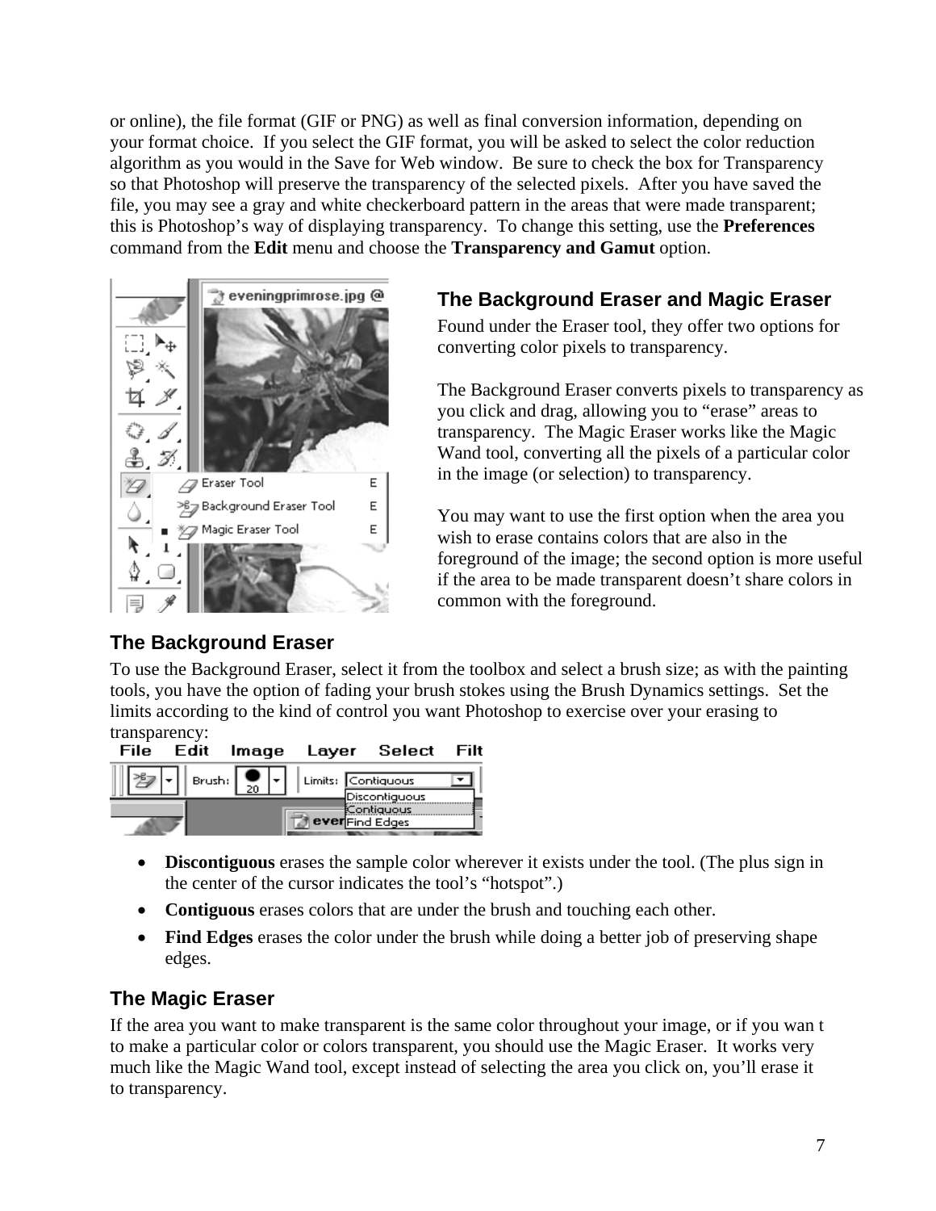or online), the file format (GIF or PNG) as well as final conversion information, depending on your format choice. If you select the GIF format, you will be asked to select the color reduction algorithm as you would in the Save for Web window. Be sure to check the box for Transparency so that Photoshop will preserve the transparency of the selected pixels. After you have saved the file, you may see a gray and white checkerboard pattern in the areas that were made transparent; this is Photoshop's way of displaying transparency. To change this setting, use the **Preferences** command from the **Edit** menu and choose the **Transparency and Gamut** option.

## The Background Eraser and Magic Eraser

Found under the Eraser tool, they offer two options for converting color pixels to transparency.

The Background Eraser converts pixels to transparency as you click and drag, allowing you to "erase" areas to transparency. The Magic Eraser works like the Magic Wand tool, converting all the pixels of a particular color in the image (or selection) to transparency.

You may want to use the first option when the area you wish to erase contains colors that are also in the foreground of the image; the second option is more useful if the area to be made transparent doesn't share colors in common with the foreground.

## The Background Eraser

To use the Background Eraser, select it from the toolbox and select a brush size; as with the painting tools, you have the option of fading your brush stokes using the Brush Dynamics settings. Set the limits according to the kind of control you want Photoshop to exercise over your erasing to transparency:

- **Discontiguous** erases the sample color wherever it exists under the tool. (The plus sign in the center of the cursor indicates the tool's "hotspot".)
- **Contiguous** erases colors that are under the brush and touching each other.
- **Find Edges** erases the color under the brush while doing a better job of preserving shape edges.

## The Magic Eraser

If the area you want to make transparent is the same color throughout your image, or if you wan t to make a particular color or colors transparent, you should use the Magic Eraser. It works very much like the Magic Wand tool, except instead of selecting the area you click on, you'll erase it to transparency.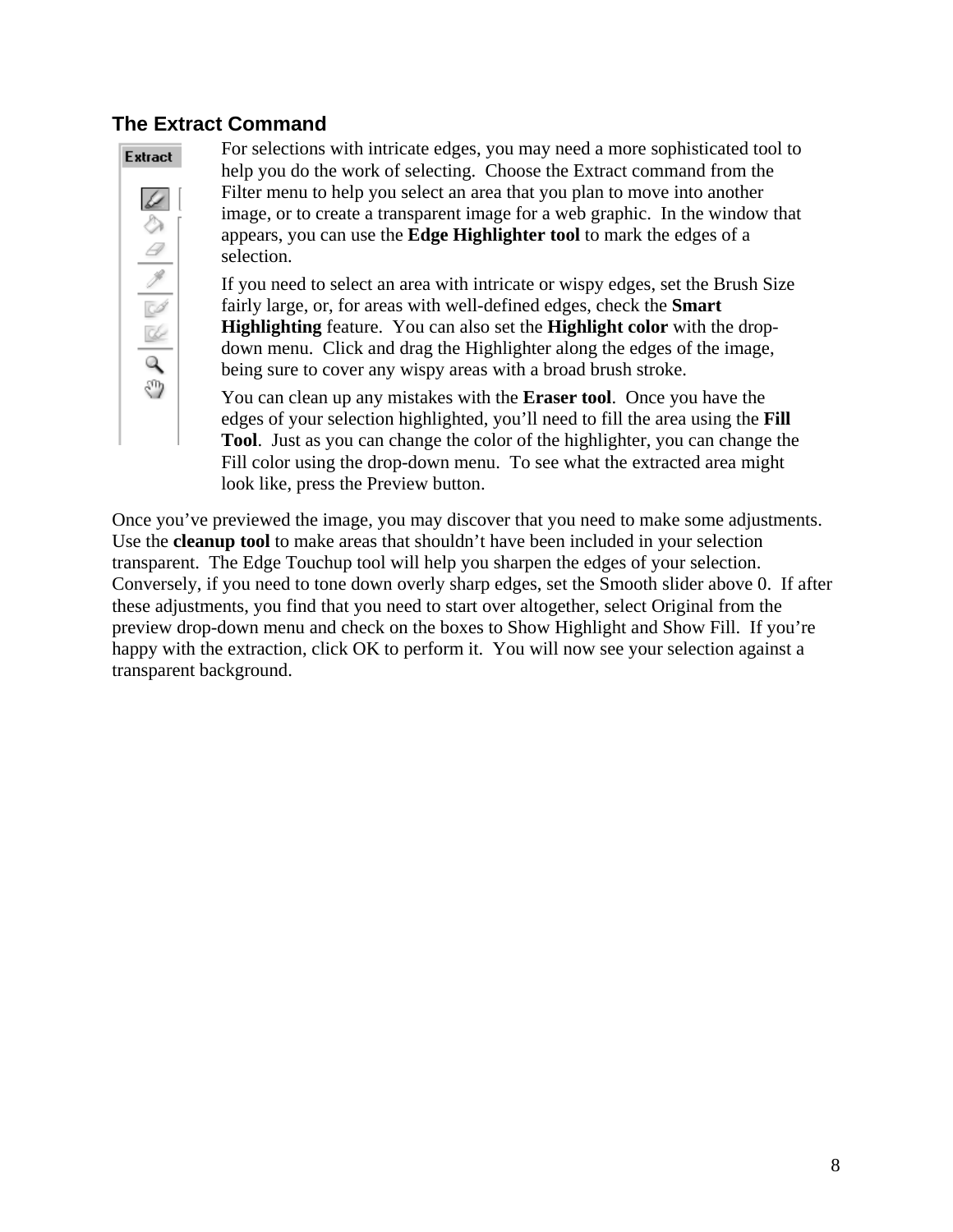## The Extract Command

For selections with intricate edges, you may need a more sophisticated tool to help you do the work of selecting. Choose the Extract command from the Filter menu to help you select an area that you plan to move into another image, or to create a transparent image for a web graphic. In the window that appears, you can use the **Edge Highlighter tool** to mark the edges of a selection.

If you need to select an area with intricate or wispy edges, set the Brush Size fairly large, or, for areas with well-defined edges, check the **Smart Highlighting** feature. You can also set the **Highlight color** with the drop-down menu. Click and drag the Highlighter along the edges of the image, being sure to cover any wispy areas with a broad brush stroke.

You can clean up any mistakes with the **Eraser tool**. Once you have the edges of your selection highlighted, you'll need to fill the area using the **Fill Tool**. Just as you can change the color of the highlighter, you can change the Fill color using the drop-down menu. To see what the extracted area might look like, press the Preview button.

Once you've previewed the image, you may discover that you need to make some adjustments. Use the **cleanup tool** to make areas that shouldn't have been included in your selection transparent. The Edge Touchup tool will help you sharpen the edges of your selection. Conversely, if you need to tone down overly sharp edges, set the Smooth slider above 0. If after these adjustments, you find that you need to start over altogether, select Original from the preview drop-down menu and check on the boxes to Show Highlight and Show Fill. If you're happy with the extraction, click OK to perform it. You will now see your selection against a transparent background.